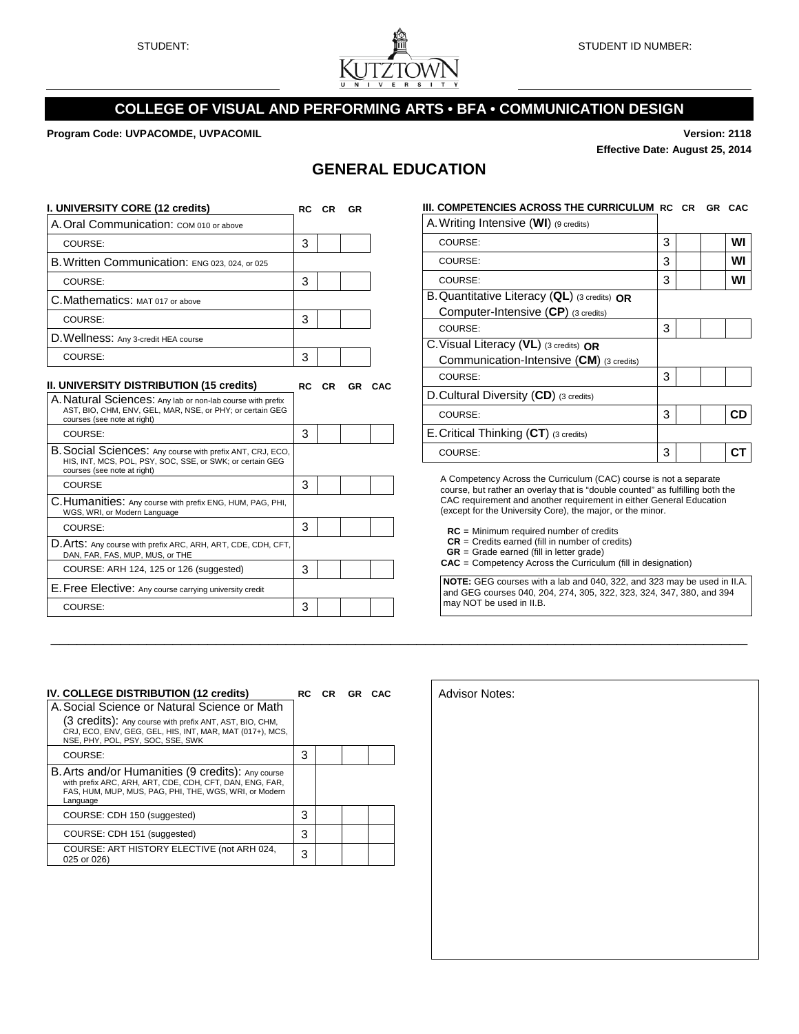STUDENT: STUDENT ID NUMBER:

# COLLEGE OF VISUAL AND PERFORMING ARTS • BFA • COMMUNICATION DESIGN

**Program Code: UVPACOMDE, UVPACOMIL**

**Version: 2118**
**Effective Date: August 25, 2014**

## GENERAL EDUCATION

| I. UNIVERSITY CORE (12 credits) | RC | CR | GR |
|---|---|---|---|
| A. Oral Communication: COM 010 or above | | | |
| COURSE: | 3 | | |
| B. Written Communication: ENG 023, 024, or 025 | | | |
| COURSE: | 3 | | |
| C. Mathematics: MAT 017 or above | | | |
| COURSE: | 3 | | |
| D. Wellness: Any 3-credit HEA course | | | |
| COURSE: | 3 | | |

| II. UNIVERSITY DISTRIBUTION (15 credits) | RC | CR | GR | CAC |
|---|---|---|---|---|
| A. Natural Sciences: Any lab or non-lab course with prefix AST, BIO, CHM, ENV, GEL, MAR, NSE, or PHY; or certain GEG courses (see note at right) | | | | |
| COURSE: | 3 | | | |
| B. Social Sciences: Any course with prefix ANT, CRJ, ECO, HIS, INT, MCS, POL, PSY, SOC, SSE, or SWK; or certain GEG courses (see note at right) | | | | |
| COURSE | 3 | | | |
| C. Humanities: Any course with prefix ENG, HUM, PAG, PHI, WGS, WRI, or Modern Language | | | | |
| COURSE: | 3 | | | |
| D. Arts: Any course with prefix ARC, ARH, ART, CDE, CDH, CFT, DAN, FAR, FAS, MUP, MUS, or THE | | | | |
| COURSE: ARH 124, 125 or 126 (suggested) | 3 | | | |
| E. Free Elective: Any course carrying university credit | | | | |
| COURSE: | 3 | | | |

| III. COMPETENCIES ACROSS THE CURRICULUM | RC | CR | GR | CAC |
|---|---|---|---|---|
| A. Writing Intensive (**WI**) (9 credits) | | | | |
| COURSE: | 3 | | | WI |
| COURSE: | 3 | | | WI |
| COURSE: | 3 | | | WI |
| B. Quantitative Literacy (**QL**) (3 credits) **OR** Computer-Intensive (**CP**) (3 credits) | | | | |
| COURSE: | 3 | | | |
| C. Visual Literacy (**VL**) (3 credits) **OR** Communication-Intensive (**CM**) (3 credits) | | | | |
| COURSE: | 3 | | | |
| D. Cultural Diversity (**CD**) (3 credits) | | | | |
| COURSE: | 3 | | | CD |
| E. Critical Thinking (**CT**) (3 credits) | | | | |
| COURSE: | 3 | | | CT |

A Competency Across the Curriculum (CAC) course is not a separate course, but rather an overlay that is "double counted" as fulfilling both the CAC requirement and another requirement in either General Education (except for the University Core), the major, or the minor.

- **RC** = Minimum required number of credits
- **CR** = Credits earned (fill in number of credits)
- **GR** = Grade earned (fill in letter grade)
- **CAC** = Competency Across the Curriculum (fill in designation)

**NOTE:** GEG courses with a lab and 040, 322, and 323 may be used in II.A. and GEG courses 040, 204, 274, 305, 322, 323, 324, 347, 380, and 394 may NOT be used in II.B.

| IV. COLLEGE DISTRIBUTION (12 credits) | RC | CR | GR | CAC |
|---|---|---|---|---|
| A. Social Science or Natural Science or Math (3 credits): Any course with prefix ANT, AST, BIO, CHM, CRJ, ECO, ENV, GEG, GEL, HIS, INT, MAR, MAT (017+), MCS, NSE, PHY, POL, PSY, SOC, SSE, SWK | | | | |
| COURSE: | 3 | | | |
| B. Arts and/or Humanities (9 credits): Any course with prefix ARC, ARH, ART, CDE, CDH, CFT, DAN, ENG, FAR, FAS, HUM, MUP, MUS, PAG, PHI, THE, WGS, WRI, or Modern Language | | | | |
| COURSE: CDH 150 (suggested) | 3 | | | |
| COURSE: CDH 151 (suggested) | 3 | | | |
| COURSE: ART HISTORY ELECTIVE (not ARH 024, 025 or 026) | 3 | | | |

Advisor Notes: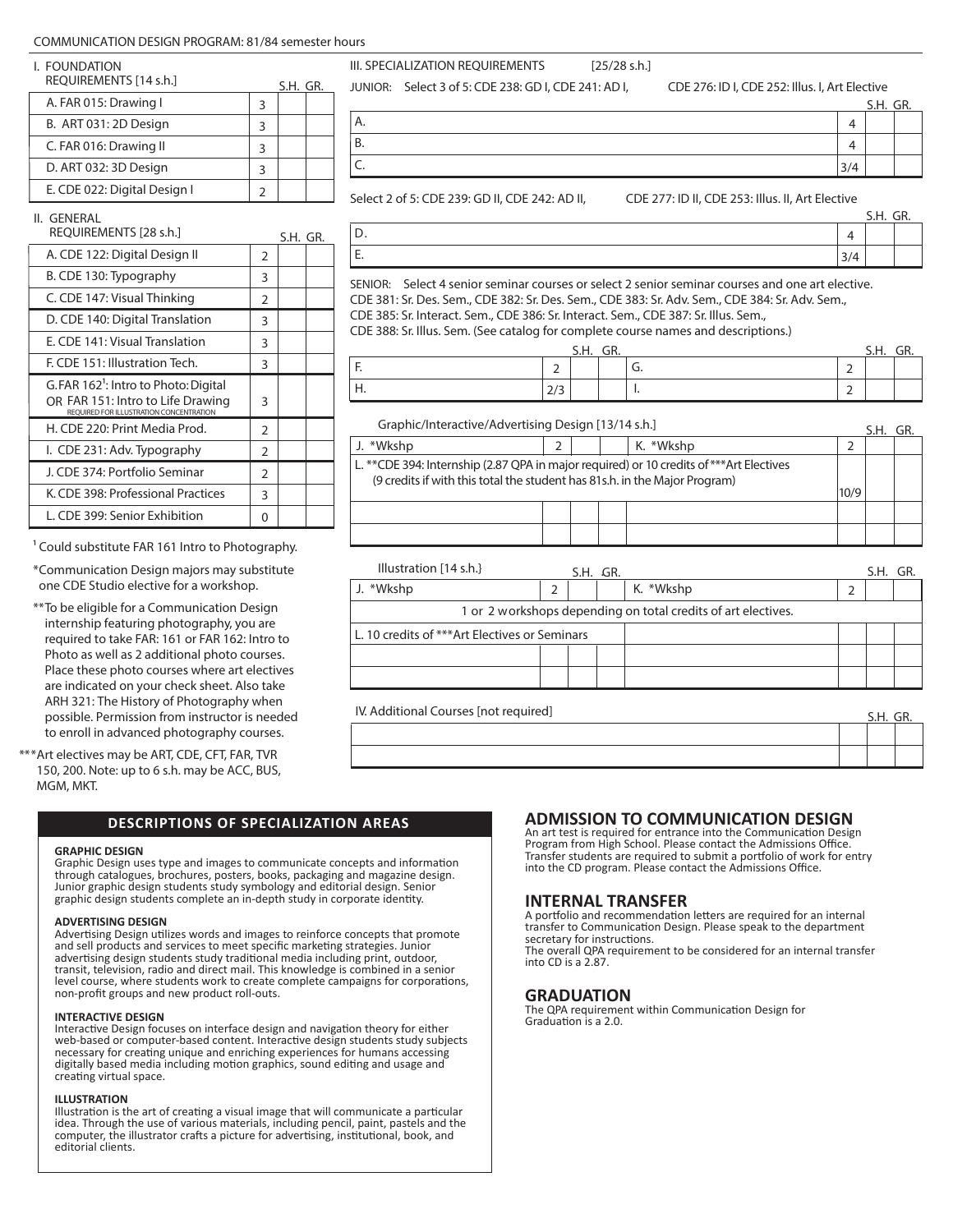COMMUNICATION DESIGN PROGRAM: 81/84 semester hours

## I. FOUNDATION REQUIREMENTS [14 s.h.]

| Course | S.H. | GR. | |
|---|---|---|---|
| A. FAR 015: Drawing I | 3 | | |
| B. ART 031: 2D Design | 3 | | |
| C. FAR 016: Drawing II | 3 | | |
| D. ART 032: 3D Design | 3 | | |
| E. CDE 022: Digital Design I | 2 | | |

## II. GENERAL REQUIREMENTS [28 s.h.]

| Course | S.H. | GR. | |
|---|---|---|---|
| A. CDE 122: Digital Design II | 2 | | |
| B. CDE 130: Typography | 3 | | |
| C. CDE 147: Visual Thinking | 2 | | |
| D. CDE 140: Digital Translation | 3 | | |
| E. CDE 141: Visual Translation | 3 | | |
| F. CDE 151: Illustration Tech. | 3 | | |
| G. FAR 162[1]: Intro to Photo: Digital OR FAR 151: Intro to Life Drawing (REQUIRED FOR ILLUSTRATION CONCENTRATION) | 3 | | |
| H. CDE 220: Print Media Prod. | 2 | | |
| I. CDE 231: Adv. Typography | 2 | | |
| J. CDE 374: Portfolio Seminar | 2 | | |
| K. CDE 398: Professional Practices | 3 | | |
| L. CDE 399: Senior Exhibition | 0 | | |

[1] Could substitute FAR 161 Intro to Photography.

*Communication Design majors may substitute one CDE Studio elective for a workshop.

**To be eligible for a Communication Design internship featuring photography, you are required to take FAR: 161 or FAR 162: Intro to Photo as well as 2 additional photo courses. Place these photo courses where art electives are indicated on your check sheet. Also take ARH 321: The History of Photography when possible. Permission from instructor is needed to enroll in advanced photography courses.

***Art electives may be ART, CDE, CFT, FAR, TVR 150, 200. Note: up to 6 s.h. may be ACC, BUS, MGM, MKT.

## III. SPECIALIZATION REQUIREMENTS [25/28 s.h.]

JUNIOR: Select 3 of 5: CDE 238: GD I, CDE 241: AD I, CDE 276: ID I, CDE 252: Illus. I, Art Elective

| | S.H. | GR. | |
|---|---|---|---|
| A. | 4 | | |
| B. | 4 | | |
| C. | 3/4 | | |

Select 2 of 5: CDE 239: GD II, CDE 242: AD II, CDE 277: ID II, CDE 253: Illus. II, Art Elective

| | S.H. | GR. | |
|---|---|---|---|
| D. | 4 | | |
| E. | 3/4 | | |

SENIOR: Select 4 senior seminar courses or select 2 senior seminar courses and one art elective. CDE 381: Sr. Des. Sem., CDE 382: Sr. Des. Sem., CDE 383: Sr. Adv. Sem., CDE 384: Sr. Adv. Sem., CDE 385: Sr. Interact. Sem., CDE 386: Sr. Interact. Sem., CDE 387: Sr. Illus. Sem., CDE 388: Sr. Illus. Sem. (See catalog for complete course names and descriptions.)

| | S.H. | GR. | | | S.H. | GR. | |
|---|---|---|---|---|---|---|---|
| F. | 2 | | | G. | 2 | | |
| H. | 2/3 | | | I. | 2 | | |

### Graphic/Interactive/Advertising Design [13/14 s.h.]

| | S.H. | GR. | | | S.H. | GR. | |
|---|---|---|---|---|---|---|---|
| J. *Wkshp | 2 | | | K. *Wkshp | 2 | | |
| L. **CDE 394: Internship (2.87 QPA in major required) or 10 credits of ***Art Electives (9 credits if with this total the student has 81s.h. in the Major Program) | | | | | 10/9 | | |
| | | | | | | | |
| | | | | | | | |

### Illustration [14 s.h.]

| | S.H. | GR. | | | S.H. | GR. | |
|---|---|---|---|---|---|---|---|
| J. *Wkshp | 2 | | | K. *Wkshp | 2 | | |
| 1 or 2 workshops depending on total credits of art electives. | | | | | | | |
| L. 10 credits of ***Art Electives or Seminars | | | | | | | |
| | | | | | | | |
| | | | | | | | |

## IV. Additional Courses [not required]

| | S.H. | GR. | |
|---|---|---|---|
| | | | |
| | | | |

## DESCRIPTIONS OF SPECIALIZATION AREAS

**GRAPHIC DESIGN**
Graphic Design uses type and images to communicate concepts and information through catalogues, brochures, posters, books, packaging and magazine design. Junior graphic design students study symbology and editorial design. Senior graphic design students complete an in-depth study in corporate identity.

**ADVERTISING DESIGN**
Advertising Design utilizes words and images to reinforce concepts that promote and sell products and services to meet specific marketing strategies. Junior advertising design students study traditional media including print, outdoor, transit, television, radio and direct mail. This knowledge is combined in a senior level course, where students work to create complete campaigns for corporations, non-profit groups and new product roll-outs.

**INTERACTIVE DESIGN**
Interactive Design focuses on interface design and navigation theory for either web-based or computer-based content. Interactive design students study subjects necessary for creating unique and enriching experiences for humans accessing digitally based media including motion graphics, sound editing and usage and creating virtual space.

**ILLUSTRATION**
Illustration is the art of creating a visual image that will communicate a particular idea. Through the use of various materials, including pencil, paint, pastels and the computer, the illustrator crafts a picture for advertising, institutional, book, and editorial clients.

## ADMISSION TO COMMUNICATION DESIGN

An art test is required for entrance into the Communication Design Program from High School. Please contact the Admissions Office. Transfer students are required to submit a portfolio of work for entry into the CD program. Please contact the Admissions Office.

## INTERNAL TRANSFER

A portfolio and recommendation letters are required for an internal transfer to Communication Design. Please speak to the department secretary for instructions.
The overall QPA requirement to be considered for an internal transfer into CD is a 2.87.

## GRADUATION

The QPA requirement within Communication Design for Graduation is a 2.0.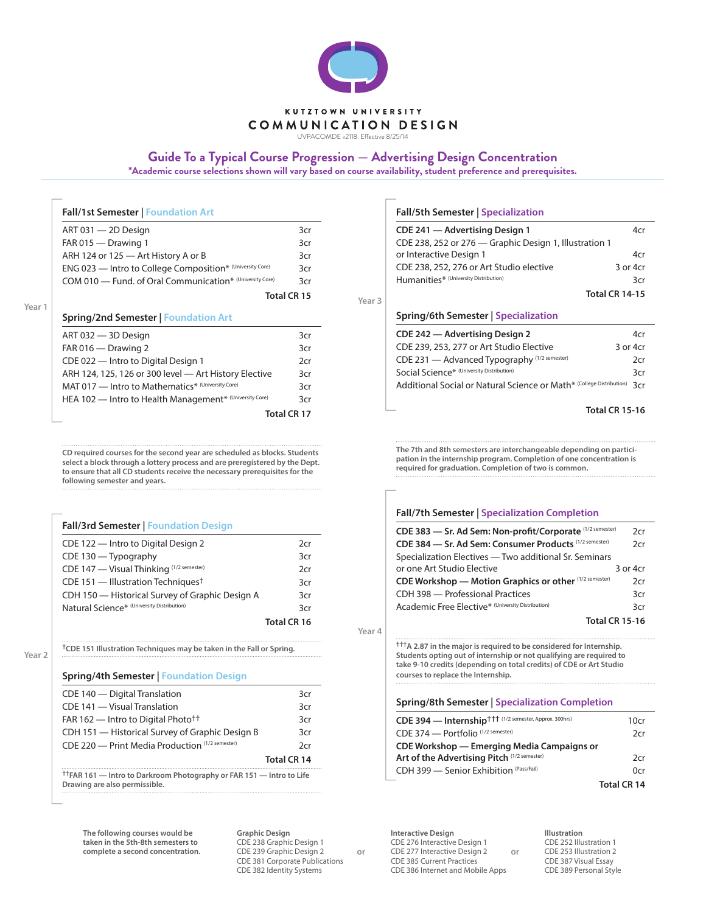KUTZTOWN UNIVERSITY

COMMUNICATION DESIGN

UVPACOMDE v2118. Effective 8/25/14

# Guide To a Typical Course Progression — Advertising Design Concentration

**\*Academic course selections shown will vary based on course availability, student preference and prerequisites.**

## Year 1

### Fall/1st Semester | Foundation Art

| Course | Credits |
|---|---|
| ART 031 — 2D Design | 3cr |
| FAR 015 — Drawing 1 | 3cr |
| ARH 124 or 125 — Art History A or B | 3cr |
| ENG 023 — Intro to College Composition* (University Core) | 3cr |
| COM 010 — Fund. of Oral Communication* (University Core) | 3cr |
| **Total CR 15** | |

### Spring/2nd Semester | Foundation Art

| Course | Credits |
|---|---|
| ART 032 — 3D Design | 3cr |
| FAR 016 — Drawing 2 | 3cr |
| CDE 022 — Intro to Digital Design 1 | 2cr |
| ARH 124, 125, 126 or 300 level — Art History Elective | 3cr |
| MAT 017 — Intro to Mathematics* (University Core) | 3cr |
| HEA 102 — Intro to Health Management* (University Core) | 3cr |
| **Total CR 17** | |

**CD required courses for the second year are scheduled as blocks. Students select a block through a lottery process and are preregistered by the Dept. to ensure that all CD students receive the necessary prerequisites for the following semester and years.**

## Year 2

### Fall/3rd Semester | Foundation Design

| Course | Credits |
|---|---|
| CDE 122 — Intro to Digital Design 2 | 2cr |
| CDE 130 — Typography | 3cr |
| CDE 147 — Visual Thinking (1/2 semester) | 2cr |
| CDE 151 — Illustration Techniques† | 3cr |
| CDH 150 — Historical Survey of Graphic Design A | 3cr |
| Natural Science* (University Distribution) | 3cr |
| **Total CR 16** | |

**†CDE 151 Illustration Techniques may be taken in the Fall or Spring.**

### Spring/4th Semester | Foundation Design

| Course | Credits |
|---|---|
| CDE 140 — Digital Translation | 3cr |
| CDE 141 — Visual Translation | 3cr |
| FAR 162 — Intro to Digital Photo†† | 3cr |
| CDH 151 — Historical Survey of Graphic Design B | 3cr |
| CDE 220 — Print Media Production (1/2 semester) | 2cr |
| **Total CR 14** | |

**††FAR 161 — Intro to Darkroom Photography or FAR 151 — Intro to Life Drawing are also permissible.**

## Year 3

### Fall/5th Semester | Specialization

| Course | Credits |
|---|---|
| **CDE 241 — Advertising Design 1** | 4cr |
| CDE 238, 252 or 276 — Graphic Design 1, Illustration 1 or Interactive Design 1 | 4cr |
| CDE 238, 252, 276 or Art Studio elective | 3 or 4cr |
| Humanities* (University Distribution) | 3cr |
| **Total CR 14-15** | |

### Spring/6th Semester | Specialization

| Course | Credits |
|---|---|
| **CDE 242 — Advertising Design 2** | 4cr |
| CDE 239, 253, 277 or Art Studio Elective | 3 or 4cr |
| CDE 231 — Advanced Typography (1/2 semester) | 2cr |
| Social Science* (University Distribution) | 3cr |
| Additional Social or Natural Science or Math* (College Distribution) | 3cr |
| **Total CR 15-16** | |

**The 7th and 8th semesters are interchangeable depending on participation in the internship program. Completion of one concentration is required for graduation. Completion of two is common.**

## Year 4

### Fall/7th Semester | Specialization Completion

| Course | Credits |
|---|---|
| **CDE 383 — Sr. Ad Sem: Non-profit/Corporate** (1/2 semester) | 2cr |
| **CDE 384 — Sr. Ad Sem: Consumer Products** (1/2 semester) | 2cr |
| Specialization Electives — Two additional Sr. Seminars or one Art Studio Elective | 3 or 4cr |
| **CDE Workshop — Motion Graphics or other** (1/2 semester) | 2cr |
| CDH 398 — Professional Practices | 3cr |
| Academic Free Elective* (University Distribution) | 3cr |
| **Total CR 15-16** | |

**†††A 2.87 in the major is required to be considered for Internship. Students opting out of internship or not qualifying are required to take 9-10 credits (depending on total credits) of CDE or Art Studio courses to replace the Internship.**

### Spring/8th Semester | Specialization Completion

| Course | Credits |
|---|---|
| **CDE 394 — Internship†††** (1/2 semester. Approx. 300hrs) | 10cr |
| CDE 374 — Portfolio (1/2 semester) | 2cr |
| **CDE Workshop — Emerging Media Campaigns or Art of the Advertising Pitch** (1/2 semester) | 2cr |
| CDH 399 — Senior Exhibition (Pass/Fail) | 0cr |
| **Total CR 14** | |

**The following courses would be taken in the 5th-8th semesters to complete a second concentration.**

**Graphic Design**
- CDE 238 Graphic Design 1
- CDE 239 Graphic Design 2
- CDE 381 Corporate Publications
- CDE 382 Identity Systems

or

**Interactive Design**
- CDE 276 Interactive Design 1
- CDE 277 Interactive Design 2
- CDE 385 Current Practices
- CDE 386 Internet and Mobile Apps

or

**Illustration**
- CDE 252 Illustration 1
- CDE 253 Illustration 2
- CDE 387 Visual Essay
- CDE 389 Personal Style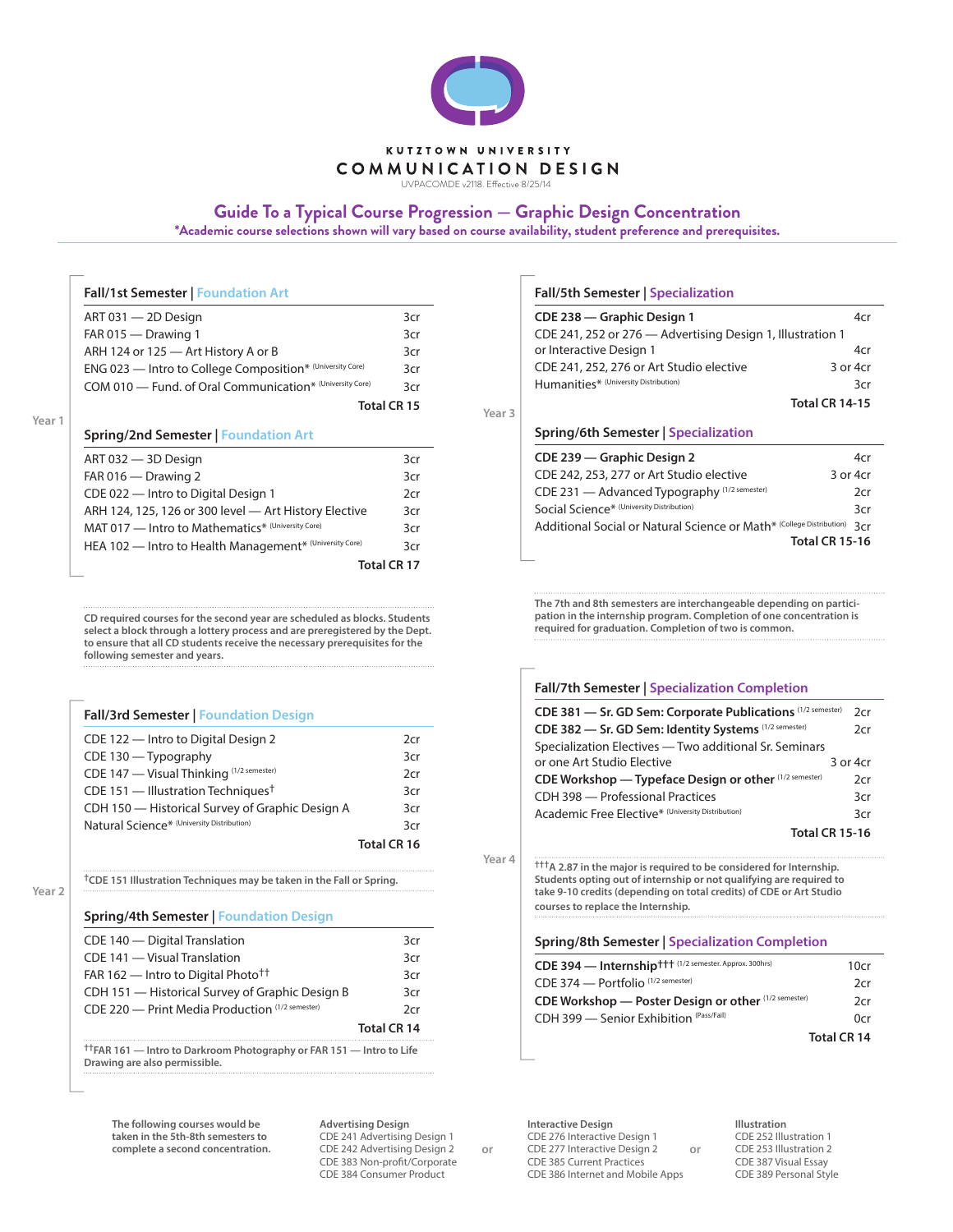KUTZTOWN UNIVERSITY
# COMMUNICATION DESIGN
UVPACOMDE v2118. Effective 8/25/14

## Guide To a Typical Course Progression — Graphic Design Concentration
**\*Academic course selections shown will vary based on course availability, student preference and prerequisites.**

## Year 1

### Fall/1st Semester | Foundation Art

| Course | Credits |
|---|---|
| ART 031 — 2D Design | 3cr |
| FAR 015 — Drawing 1 | 3cr |
| ARH 124 or 125 — Art History A or B | 3cr |
| ENG 023 — Intro to College Composition* (University Core) | 3cr |
| COM 010 — Fund. of Oral Communication* (University Core) | 3cr |
| **Total CR 15** | |

### Spring/2nd Semester | Foundation Art

| Course | Credits |
|---|---|
| ART 032 — 3D Design | 3cr |
| FAR 016 — Drawing 2 | 3cr |
| CDE 022 — Intro to Digital Design 1 | 2cr |
| ARH 124, 125, 126 or 300 level — Art History Elective | 3cr |
| MAT 017 — Intro to Mathematics* (University Core) | 3cr |
| HEA 102 — Intro to Health Management* (University Core) | 3cr |
| **Total CR 17** | |

**CD required courses for the second year are scheduled as blocks. Students select a block through a lottery process and are preregistered by the Dept. to ensure that all CD students receive the necessary prerequisites for the following semester and years.**

## Year 2

### Fall/3rd Semester | Foundation Design

| Course | Credits |
|---|---|
| CDE 122 — Intro to Digital Design 2 | 2cr |
| CDE 130 — Typography | 3cr |
| CDE 147 — Visual Thinking (1/2 semester) | 2cr |
| CDE 151 — Illustration Techniques† | 3cr |
| CDH 150 — Historical Survey of Graphic Design A | 3cr |
| Natural Science* (University Distribution) | 3cr |
| **Total CR 16** | |

**†CDE 151 Illustration Techniques may be taken in the Fall or Spring.**

### Spring/4th Semester | Foundation Design

| Course | Credits |
|---|---|
| CDE 140 — Digital Translation | 3cr |
| CDE 141 — Visual Translation | 3cr |
| FAR 162 — Intro to Digital Photo†† | 3cr |
| CDH 151 — Historical Survey of Graphic Design B | 3cr |
| CDE 220 — Print Media Production (1/2 semester) | 2cr |
| **Total CR 14** | |

**††FAR 161 — Intro to Darkroom Photography or FAR 151 — Intro to Life Drawing are also permissible.**

## Year 3

### Fall/5th Semester | Specialization

| Course | Credits |
|---|---|
| **CDE 238 — Graphic Design 1** | 4cr |
| CDE 241, 252 or 276 — Advertising Design 1, Illustration 1 or Interactive Design 1 | 4cr |
| CDE 241, 252, 276 or Art Studio elective | 3 or 4cr |
| Humanities* (University Distribution) | 3cr |
| **Total CR 14-15** | |

### Spring/6th Semester | Specialization

| Course | Credits |
|---|---|
| **CDE 239 — Graphic Design 2** | 4cr |
| CDE 242, 253, 277 or Art Studio elective | 3 or 4cr |
| CDE 231 — Advanced Typography (1/2 semester) | 2cr |
| Social Science* (University Distribution) | 3cr |
| Additional Social or Natural Science or Math* (College Distribution) | 3cr |
| **Total CR 15-16** | |

**The 7th and 8th semesters are interchangeable depending on participation in the internship program. Completion of one concentration is required for graduation. Completion of two is common.**

## Year 4

### Fall/7th Semester | Specialization Completion

| Course | Credits |
|---|---|
| **CDE 381 — Sr. GD Sem: Corporate Publications** (1/2 semester) | 2cr |
| **CDE 382 — Sr. GD Sem: Identity Systems** (1/2 semester) | 2cr |
| Specialization Electives — Two additional Sr. Seminars or one Art Studio Elective | 3 or 4cr |
| **CDE Workshop — Typeface Design or other** (1/2 semester) | 2cr |
| CDH 398 — Professional Practices | 3cr |
| Academic Free Elective* (University Distribution) | 3cr |
| **Total CR 15-16** | |

**†††A 2.87 in the major is required to be considered for Internship. Students opting out of internship or not qualifying are required to take 9-10 credits (depending on total credits) of CDE or Art Studio courses to replace the Internship.**

### Spring/8th Semester | Specialization Completion

| Course | Credits |
|---|---|
| **CDE 394 — Internship†††** (1/2 semester. Approx. 300hrs) | 10cr |
| CDE 374 — Portfolio (1/2 semester) | 2cr |
| **CDE Workshop — Poster Design or other** (1/2 semester) | 2cr |
| CDH 399 — Senior Exhibition (Pass/Fail) | 0cr |
| **Total CR 14** | |

**The following courses would be taken in the 5th-8th semesters to complete a second concentration.**

**Advertising Design**
- CDE 241 Advertising Design 1
- CDE 242 Advertising Design 2
- CDE 383 Non-profit/Corporate
- CDE 384 Consumer Product

or

**Interactive Design**
- CDE 276 Interactive Design 1
- CDE 277 Interactive Design 2
- CDE 385 Current Practices
- CDE 386 Internet and Mobile Apps

or

**Illustration**
- CDE 252 Illustration 1
- CDE 253 Illustration 2
- CDE 387 Visual Essay
- CDE 389 Personal Style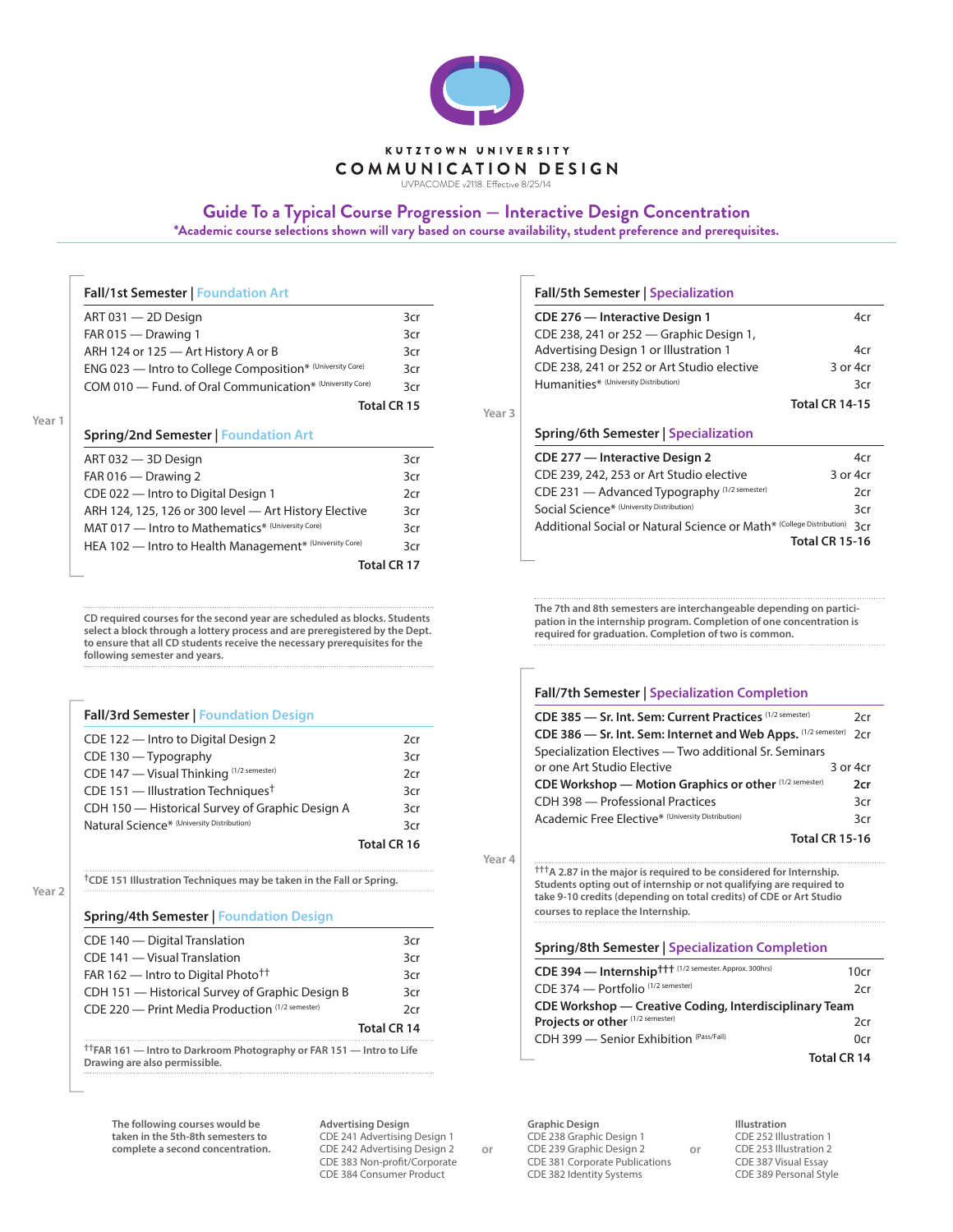KUTZTOWN UNIVERSITY

# COMMUNICATION DESIGN

UVPACOMDE v2118. Effective 8/25/14

## Guide To a Typical Course Progression — Interactive Design Concentration

**\*Academic course selections shown will vary based on course availability, student preference and prerequisites.**

## Year 1

### Fall/1st Semester | Foundation Art

| Course | Credits |
|---|---|
| ART 031 — 2D Design | 3cr |
| FAR 015 — Drawing 1 | 3cr |
| ARH 124 or 125 — Art History A or B | 3cr |
| ENG 023 — Intro to College Composition* (University Core) | 3cr |
| COM 010 — Fund. of Oral Communication* (University Core) | 3cr |
| **Total CR 15** | |

### Spring/2nd Semester | Foundation Art

| Course | Credits |
|---|---|
| ART 032 — 3D Design | 3cr |
| FAR 016 — Drawing 2 | 3cr |
| CDE 022 — Intro to Digital Design 1 | 2cr |
| ARH 124, 125, 126 or 300 level — Art History Elective | 3cr |
| MAT 017 — Intro to Mathematics* (University Core) | 3cr |
| HEA 102 — Intro to Health Management* (University Core) | 3cr |
| **Total CR 17** | |

**CD required courses for the second year are scheduled as blocks. Students select a block through a lottery process and are preregistered by the Dept. to ensure that all CD students receive the necessary prerequisites for the following semester and years.**

## Year 2

### Fall/3rd Semester | Foundation Design

| Course | Credits |
|---|---|
| CDE 122 — Intro to Digital Design 2 | 2cr |
| CDE 130 — Typography | 3cr |
| CDE 147 — Visual Thinking (1/2 semester) | 2cr |
| CDE 151 — Illustration Techniques† | 3cr |
| CDH 150 — Historical Survey of Graphic Design A | 3cr |
| Natural Science* (University Distribution) | 3cr |
| **Total CR 16** | |

**†CDE 151 Illustration Techniques may be taken in the Fall or Spring.**

### Spring/4th Semester | Foundation Design

| Course | Credits |
|---|---|
| CDE 140 — Digital Translation | 3cr |
| CDE 141 — Visual Translation | 3cr |
| FAR 162 — Intro to Digital Photo†† | 3cr |
| CDH 151 — Historical Survey of Graphic Design B | 3cr |
| CDE 220 — Print Media Production (1/2 semester) | 2cr |
| **Total CR 14** | |

**††FAR 161 — Intro to Darkroom Photography or FAR 151 — Intro to Life Drawing are also permissible.**

## Year 3

### Fall/5th Semester | Specialization

| Course | Credits |
|---|---|
| **CDE 276 — Interactive Design 1** | 4cr |
| CDE 238, 241 or 252 — Graphic Design 1, Advertising Design 1 or Illustration 1 | 4cr |
| CDE 238, 241 or 252 or Art Studio elective | 3 or 4cr |
| Humanities* (University Distribution) | 3cr |
| **Total CR 14-15** | |

### Spring/6th Semester | Specialization

| Course | Credits |
|---|---|
| **CDE 277 — Interactive Design 2** | 4cr |
| CDE 239, 242, 253 or Art Studio elective | 3 or 4cr |
| CDE 231 — Advanced Typography (1/2 semester) | 2cr |
| Social Science* (University Distribution) | 3cr |
| Additional Social or Natural Science or Math* (College Distribution) | 3cr |
| **Total CR 15-16** | |

**The 7th and 8th semesters are interchangeable depending on participation in the internship program. Completion of one concentration is required for graduation. Completion of two is common.**

## Year 4

### Fall/7th Semester | Specialization Completion

| Course | Credits |
|---|---|
| **CDE 385 — Sr. Int. Sem: Current Practices** (1/2 semester) | 2cr |
| **CDE 386 — Sr. Int. Sem: Internet and Web Apps.** (1/2 semester) | 2cr |
| Specialization Electives — Two additional Sr. Seminars or one Art Studio Elective | 3 or 4cr |
| **CDE Workshop — Motion Graphics or other** (1/2 semester) | **2cr** |
| CDH 398 — Professional Practices | 3cr |
| Academic Free Elective* (University Distribution) | 3cr |
| **Total CR 15-16** | |

**†††A 2.87 in the major is required to be considered for Internship. Students opting out of internship or not qualifying are required to take 9-10 credits (depending on total credits) of CDE or Art Studio courses to replace the Internship.**

### Spring/8th Semester | Specialization Completion

| Course | Credits |
|---|---|
| **CDE 394 — Internship†††** (1/2 semester. Approx. 300hrs) | 10cr |
| CDE 374 — Portfolio (1/2 semester) | 2cr |
| **CDE Workshop — Creative Coding, Interdisciplinary Team Projects or other** (1/2 semester) | 2cr |
| CDH 399 — Senior Exhibition (Pass/Fail) | 0cr |
| **Total CR 14** | |

**The following courses would be taken in the 5th-8th semesters to complete a second concentration.**

**Advertising Design**
- CDE 241 Advertising Design 1
- CDE 242 Advertising Design 2
- CDE 383 Non-profit/Corporate
- CDE 384 Consumer Product

or

**Graphic Design**
- CDE 238 Graphic Design 1
- CDE 239 Graphic Design 2
- CDE 381 Corporate Publications
- CDE 382 Identity Systems

or

**Illustration**
- CDE 252 Illustration 1
- CDE 253 Illustration 2
- CDE 387 Visual Essay
- CDE 389 Personal Style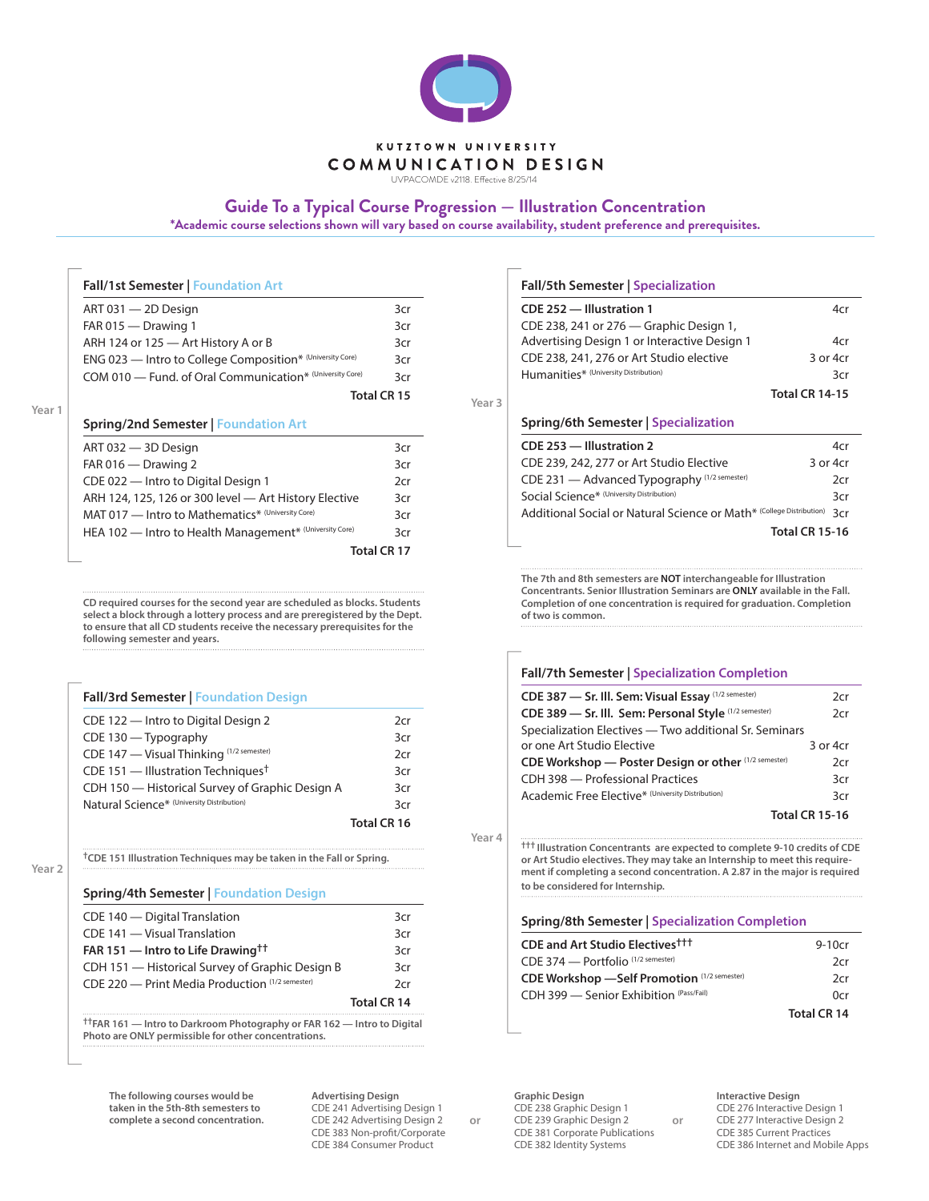KUTZTOWN UNIVERSITY

COMMUNICATION DESIGN

UVPACOMDE v2118. Effective 8/25/14

# Guide To a Typical Course Progression — Illustration Concentration

**\*Academic course selections shown will vary based on course availability, student preference and prerequisites.**

## Year 1

### Fall/1st Semester | Foundation Art

| | |
|---|---|
| ART 031 — 2D Design | 3cr |
| FAR 015 — Drawing 1 | 3cr |
| ARH 124 or 125 — Art History A or B | 3cr |
| ENG 023 — Intro to College Composition* (University Core) | 3cr |
| COM 010 — Fund. of Oral Communication* (University Core) | 3cr |
| **Total CR 15** | |

### Spring/2nd Semester | Foundation Art

| | |
|---|---|
| ART 032 — 3D Design | 3cr |
| FAR 016 — Drawing 2 | 3cr |
| CDE 022 — Intro to Digital Design 1 | 2cr |
| ARH 124, 125, 126 or 300 level — Art History Elective | 3cr |
| MAT 017 — Intro to Mathematics* (University Core) | 3cr |
| HEA 102 — Intro to Health Management* (University Core) | 3cr |
| **Total CR 17** | |

**CD required courses for the second year are scheduled as blocks. Students select a block through a lottery process and are preregistered by the Dept. to ensure that all CD students receive the necessary prerequisites for the following semester and years.**

## Year 2

### Fall/3rd Semester | Foundation Design

| | |
|---|---|
| CDE 122 — Intro to Digital Design 2 | 2cr |
| CDE 130 — Typography | 3cr |
| CDE 147 — Visual Thinking (1/2 semester) | 2cr |
| CDE 151 — Illustration Techniques† | 3cr |
| CDH 150 — Historical Survey of Graphic Design A | 3cr |
| Natural Science* (University Distribution) | 3cr |
| **Total CR 16** | |

**†CDE 151 Illustration Techniques may be taken in the Fall or Spring.**

### Spring/4th Semester | Foundation Design

| | |
|---|---|
| CDE 140 — Digital Translation | 3cr |
| CDE 141 — Visual Translation | 3cr |
| **FAR 151 — Intro to Life Drawing††** | 3cr |
| CDH 151 — Historical Survey of Graphic Design B | 3cr |
| CDE 220 — Print Media Production (1/2 semester) | 2cr |
| **Total CR 14** | |

**††FAR 161 — Intro to Darkroom Photography or FAR 162 — Intro to Digital Photo are ONLY permissible for other concentrations.**

## Year 3

### Fall/5th Semester | Specialization

| | |
|---|---|
| **CDE 252 — Illustration 1** | 4cr |
| CDE 238, 241 or 276 — Graphic Design 1, Advertising Design 1 or Interactive Design 1 | 4cr |
| CDE 238, 241, 276 or Art Studio elective | 3 or 4cr |
| Humanities* (University Distribution) | 3cr |
| **Total CR 14-15** | |

### Spring/6th Semester | Specialization

| | |
|---|---|
| **CDE 253 — Illustration 2** | 4cr |
| CDE 239, 242, 277 or Art Studio Elective | 3 or 4cr |
| CDE 231 — Advanced Typography (1/2 semester) | 2cr |
| Social Science* (University Distribution) | 3cr |
| Additional Social or Natural Science or Math* (College Distribution) | 3cr |
| **Total CR 15-16** | |

**The 7th and 8th semesters are NOT interchangeable for Illustration Concentrants. Senior Illustration Seminars are ONLY available in the Fall. Completion of one concentration is required for graduation. Completion of two is common.**

## Year 4

### Fall/7th Semester | Specialization Completion

| | |
|---|---|
| **CDE 387 — Sr. Ill. Sem: Visual Essay** (1/2 semester) | 2cr |
| **CDE 389 — Sr. Ill. Sem: Personal Style** (1/2 semester) | 2cr |
| Specialization Electives — Two additional Sr. Seminars or one Art Studio Elective | 3 or 4cr |
| **CDE Workshop — Poster Design or other** (1/2 semester) | 2cr |
| CDH 398 — Professional Practices | 3cr |
| Academic Free Elective* (University Distribution) | 3cr |
| **Total CR 15-16** | |

**†††Illustration Concentrants are expected to complete 9-10 credits of CDE or Art Studio electives. They may take an Internship to meet this requirement if completing a second concentration. A 2.87 in the major is required to be considered for Internship.**

### Spring/8th Semester | Specialization Completion

| | |
|---|---|
| **CDE and Art Studio Electives†††** | 9-10cr |
| CDE 374 — Portfolio (1/2 semester) | 2cr |
| **CDE Workshop — Self Promotion** (1/2 semester) | 2cr |
| CDH 399 — Senior Exhibition (Pass/Fail) | 0cr |
| **Total CR 14** | |

**The following courses would be taken in the 5th-8th semesters to complete a second concentration.**

**Advertising Design**
CDE 241 Advertising Design 1
CDE 242 Advertising Design 2
CDE 383 Non-profit/Corporate
CDE 384 Consumer Product

or

**Graphic Design**
CDE 238 Graphic Design 1
CDE 239 Graphic Design 2
CDE 381 Corporate Publications
CDE 382 Identity Systems

or

**Interactive Design**
CDE 276 Interactive Design 1
CDE 277 Interactive Design 2
CDE 385 Current Practices
CDE 386 Internet and Mobile Apps